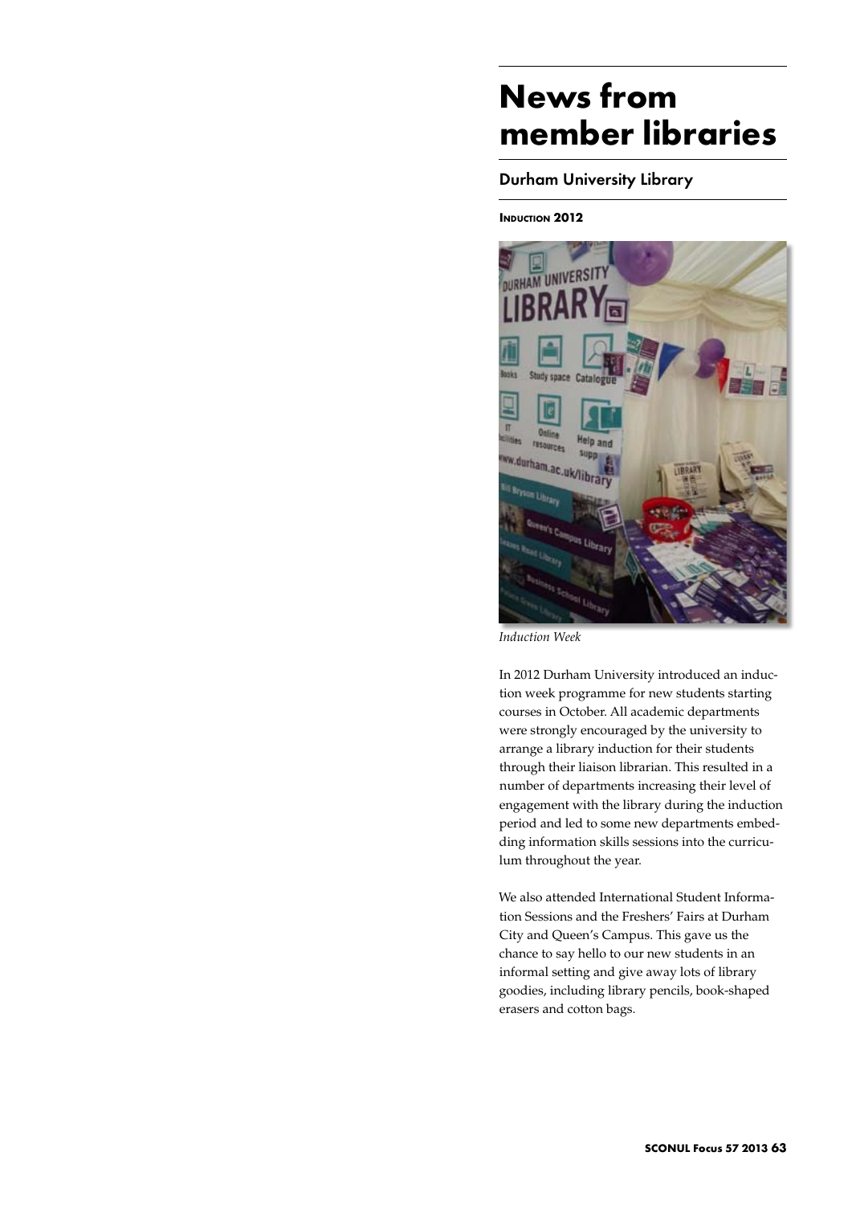# News from member libraries

## Durham University Library

### Induction 2012

*Induction Week*

In 2012 Durham University introduced an induction week programme for new students starting courses in October. All academic departments were strongly encouraged by the university to arrange a library induction for their students through their liaison librarian. This resulted in a number of departments increasing their level of engagement with the library during the induction period and led to some new departments embedding information skills sessions into the curriculum throughout the year.

We also attended International Student Information Sessions and the Freshers' Fairs at Durham City and Queen's Campus. This gave us the chance to say hello to our new students in an informal setting and give away lots of library goodies, including library pencils, book-shaped erasers and cotton bags.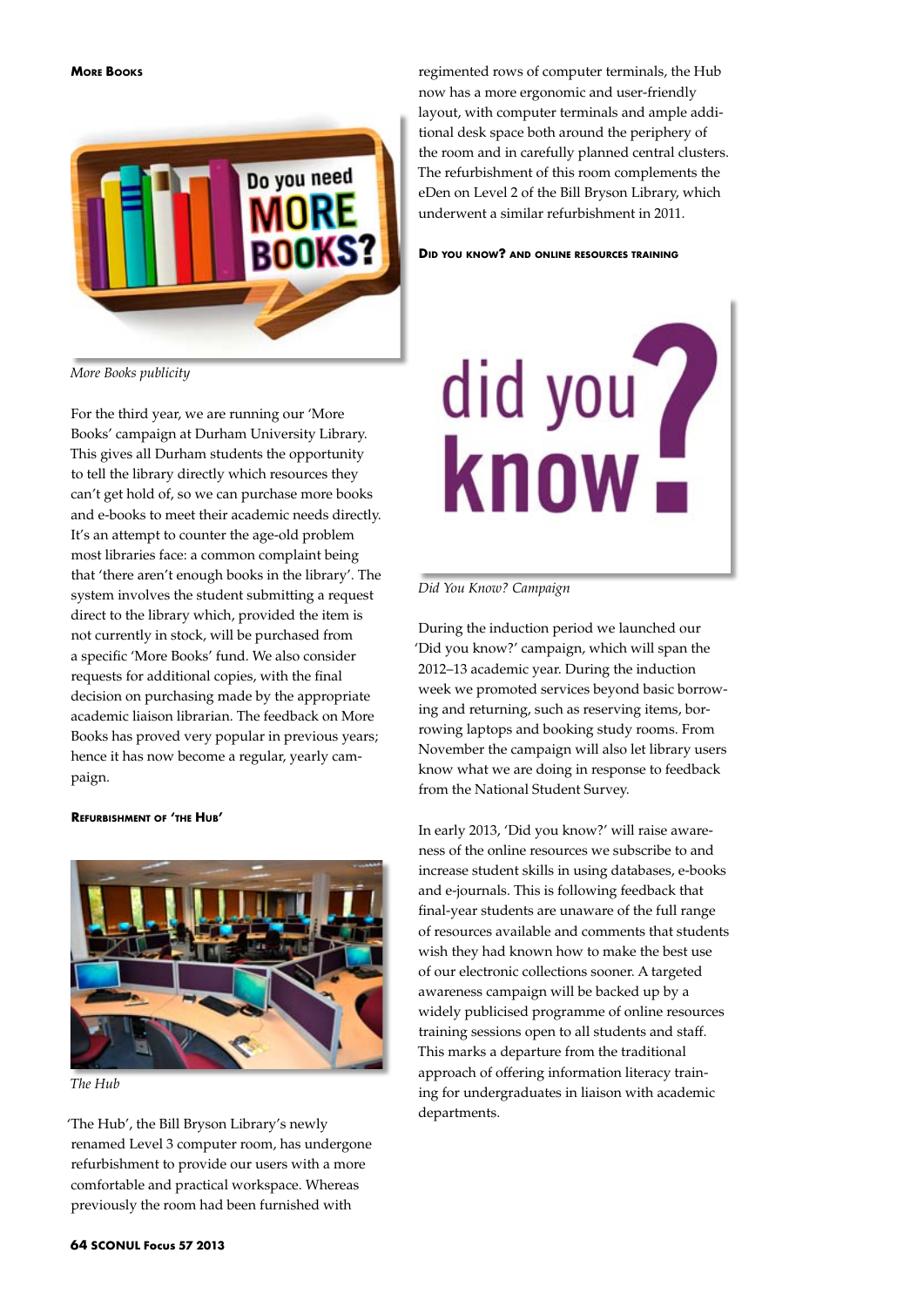### More Books

*More Books publicity*

For the third year, we are running our 'More Books' campaign at Durham University Library. This gives all Durham students the opportunity to tell the library directly which resources they can't get hold of, so we can purchase more books and e-books to meet their academic needs directly. It's an attempt to counter the age-old problem most libraries face: a common complaint being that 'there aren't enough books in the library'. The system involves the student submitting a request direct to the library which, provided the item is not currently in stock, will be purchased from a specific 'More Books' fund. We also consider requests for additional copies, with the final decision on purchasing made by the appropriate academic liaison librarian. The feedback on More Books has proved very popular in previous years; hence it has now become a regular, yearly campaign.

### Refurbishment of 'the Hub'

*The Hub*

'The Hub', the Bill Bryson Library's newly renamed Level 3 computer room, has undergone refurbishment to provide our users with a more comfortable and practical workspace. Whereas previously the room had been furnished with regimented rows of computer terminals, the Hub now has a more ergonomic and user-friendly layout, with computer terminals and ample additional desk space both around the periphery of the room and in carefully planned central clusters. The refurbishment of this room complements the eDen on Level 2 of the Bill Bryson Library, which underwent a similar refurbishment in 2011.

### Did you know? and online resources training

*Did You Know? Campaign*

During the induction period we launched our 'Did you know?' campaign, which will span the 2012–13 academic year. During the induction week we promoted services beyond basic borrowing and returning, such as reserving items, borrowing laptops and booking study rooms. From November the campaign will also let library users know what we are doing in response to feedback from the National Student Survey.

In early 2013, 'Did you know?' will raise awareness of the online resources we subscribe to and increase student skills in using databases, e-books and e-journals. This is following feedback that final-year students are unaware of the full range of resources available and comments that students wish they had known how to make the best use of our electronic collections sooner. A targeted awareness campaign will be backed up by a widely publicised programme of online resources training sessions open to all students and staff. This marks a departure from the traditional approach of offering information literacy training for undergraduates in liaison with academic departments.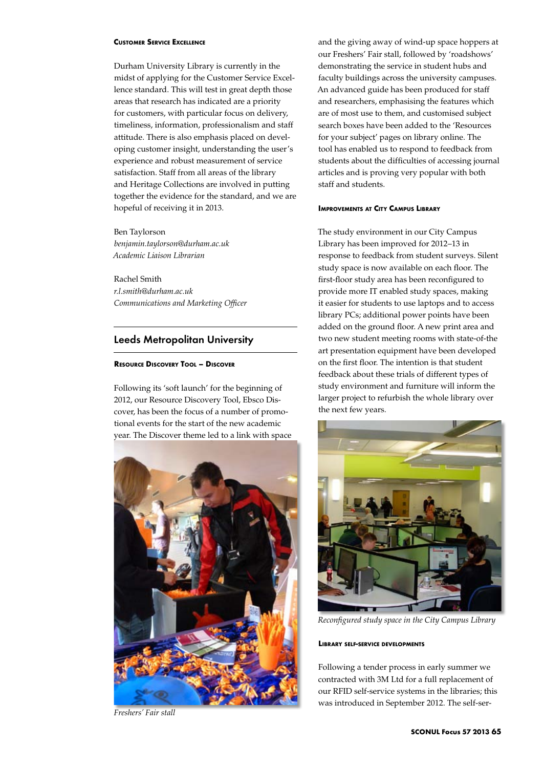#### Customer Service Excellence

Durham University Library is currently in the midst of applying for the Customer Service Excellence standard. This will test in great depth those areas that research has indicated are a priority for customers, with particular focus on delivery, timeliness, information, professionalism and staff attitude. There is also emphasis placed on developing customer insight, understanding the user's experience and robust measurement of service satisfaction. Staff from all areas of the library and Heritage Collections are involved in putting together the evidence for the standard, and we are hopeful of receiving it in 2013.

Ben Taylorson
*benjamin.taylorson@durham.ac.uk*
*Academic Liaison Librarian*

Rachel Smith
*r.l.smith@durham.ac.uk*
*Communications and Marketing Officer*

## Leeds Metropolitan University

#### Resource Discovery Tool – Discover

Following its 'soft launch' for the beginning of 2012, our Resource Discovery Tool, Ebsco Discover, has been the focus of a number of promotional events for the start of the new academic year. The Discover theme led to a link with space and the giving away of wind-up space hoppers at our Freshers' Fair stall, followed by 'roadshows' demonstrating the service in student hubs and faculty buildings across the university campuses. An advanced guide has been produced for staff and researchers, emphasising the features which are of most use to them, and customised subject search boxes have been added to the 'Resources for your subject' pages on library online. The tool has enabled us to respond to feedback from students about the difficulties of accessing journal articles and is proving very popular with both staff and students.

*Freshers' Fair stall*

#### Improvements at City Campus Library

The study environment in our City Campus Library has been improved for 2012–13 in response to feedback from student surveys. Silent study space is now available on each floor. The first-floor study area has been reconfigured to provide more IT enabled study spaces, making it easier for students to use laptops and to access library PCs; additional power points have been added on the ground floor. A new print area and two new student meeting rooms with state-of-the art presentation equipment have been developed on the first floor. The intention is that student feedback about these trials of different types of study environment and furniture will inform the larger project to refurbish the whole library over the next few years.

*Reconfigured study space in the City Campus Library*

#### Library self-service developments

Following a tender process in early summer we contracted with 3M Ltd for a full replacement of our RFID self-service systems in the libraries; this was introduced in September 2012. The self-ser-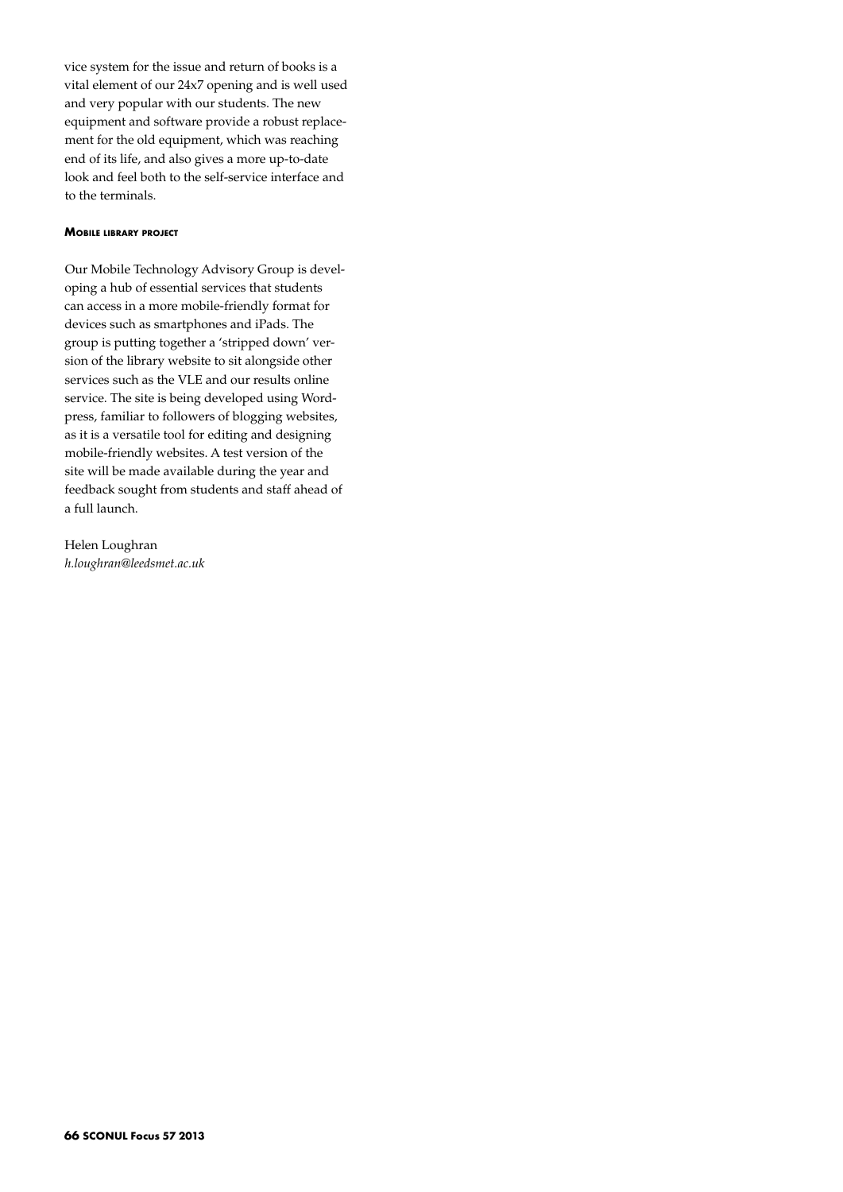vice system for the issue and return of books is a vital element of our 24x7 opening and is well used and very popular with our students. The new equipment and software provide a robust replacement for the old equipment, which was reaching end of its life, and also gives a more up-to-date look and feel both to the self-service interface and to the terminals.

#### Mobile library project

Our Mobile Technology Advisory Group is developing a hub of essential services that students can access in a more mobile-friendly format for devices such as smartphones and iPads. The group is putting together a 'stripped down' version of the library website to sit alongside other services such as the VLE and our results online service. The site is being developed using Wordpress, familiar to followers of blogging websites, as it is a versatile tool for editing and designing mobile-friendly websites. A test version of the site will be made available during the year and feedback sought from students and staff ahead of a full launch.

Helen Loughran
*h.loughran@leedsmet.ac.uk*